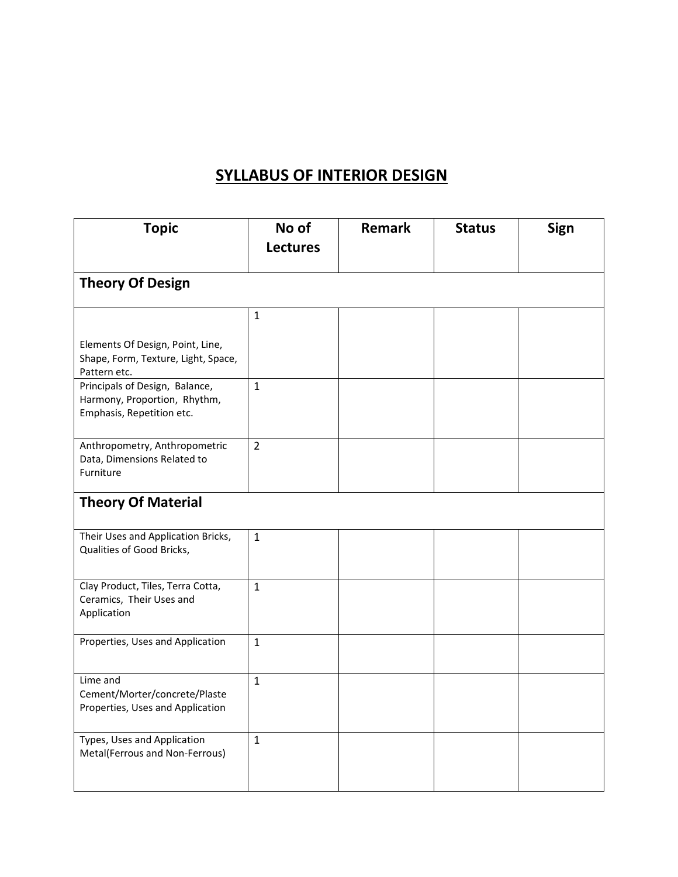# SYLLABUS OF INTERIOR DESIGN

| Topic | No of Lectures | Remark | Status | Sign |
|---|---|---|---|---|
| **Theory Of Design** | | | | |
| Elements Of Design, Point, Line, Shape, Form, Texture, Light, Space, Pattern etc. | 1 | | | |
| Principals of Design, Balance, Harmony, Proportion, Rhythm, Emphasis, Repetition etc. | 1 | | | |
| Anthropometry, Anthropometric Data, Dimensions Related to Furniture | 2 | | | |
| **Theory Of Material** | | | | |
| Their Uses and Application Bricks, Qualities of Good Bricks, | 1 | | | |
| Clay Product, Tiles, Terra Cotta, Ceramics, Their Uses and Application | 1 | | | |
| Properties, Uses and Application | 1 | | | |
| Lime and Cement/Morter/concrete/Plaste Properties, Uses and Application | 1 | | | |
| Types, Uses and Application Metal(Ferrous and Non-Ferrous) | 1 | | | |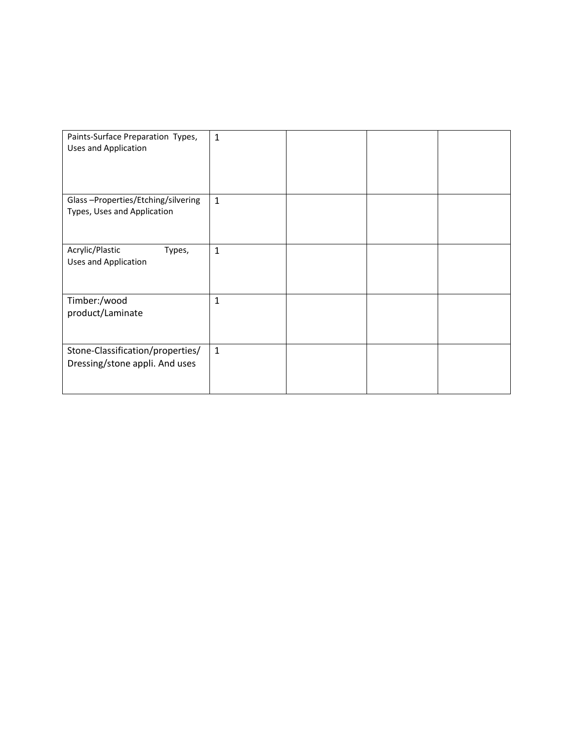| | | | | |
|---|---|---|---|---|
| Paints-Surface Preparation Types, Uses and Application | 1 | | | |
| Glass –Properties/Etching/silvering Types, Uses and Application | 1 | | | |
| Acrylic/Plastic Types, Uses and Application | 1 | | | |
| Timber:/wood product/Laminate | 1 | | | |
| Stone-Classification/properties/ Dressing/stone appli. And uses | 1 | | | |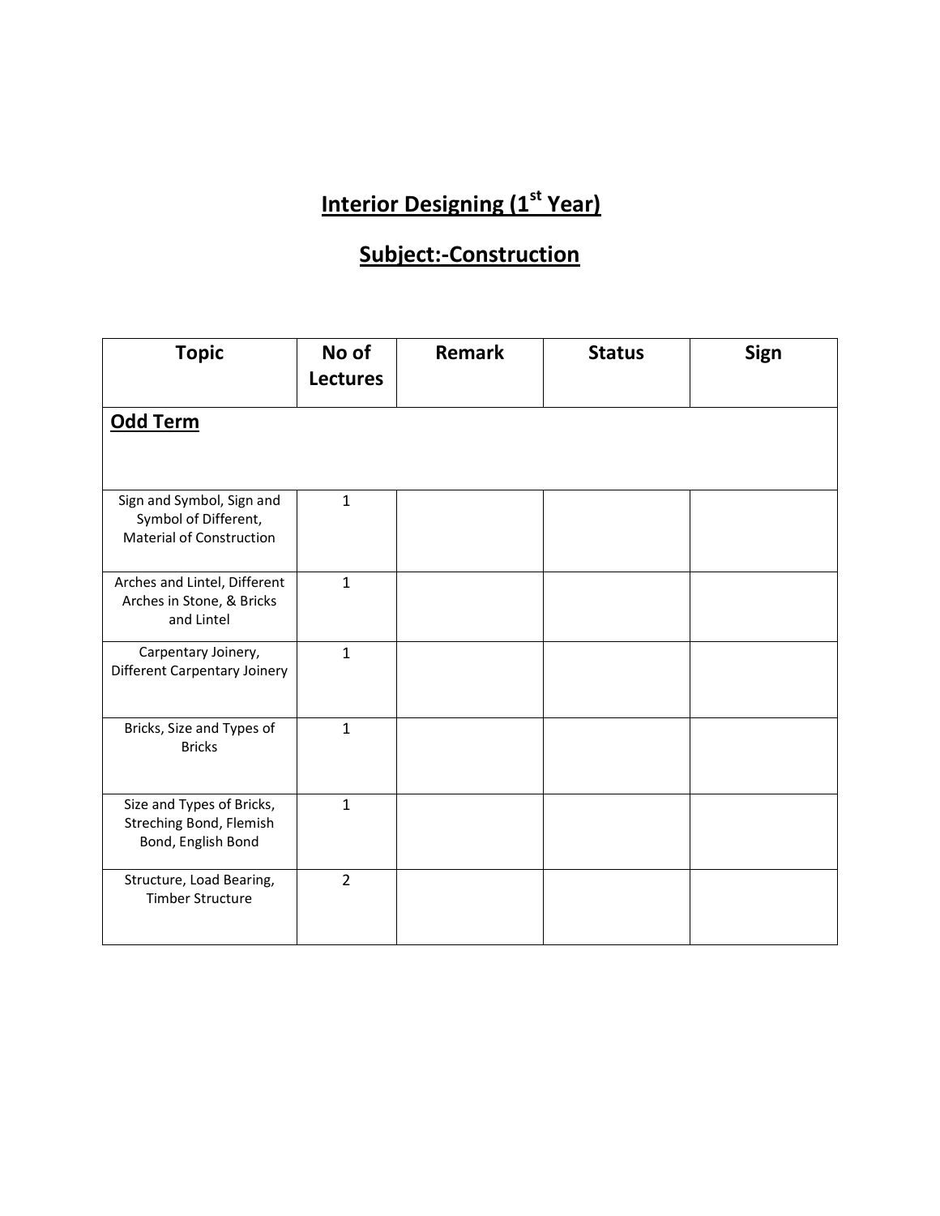# Interior Designing (1st Year)

## Subject:-Construction

| Topic | No of Lectures | Remark | Status | Sign |
|---|---|---|---|---|
| **Odd Term** | | | | |
| Sign and Symbol, Sign and Symbol of Different, Material of Construction | 1 | | | |
| Arches and Lintel, Different Arches in Stone, & Bricks and Lintel | 1 | | | |
| Carpentary Joinery, Different Carpentary Joinery | 1 | | | |
| Bricks, Size and Types of Bricks | 1 | | | |
| Size and Types of Bricks, Streching Bond, Flemish Bond, English Bond | 1 | | | |
| Structure, Load Bearing, Timber Structure | 2 | | | |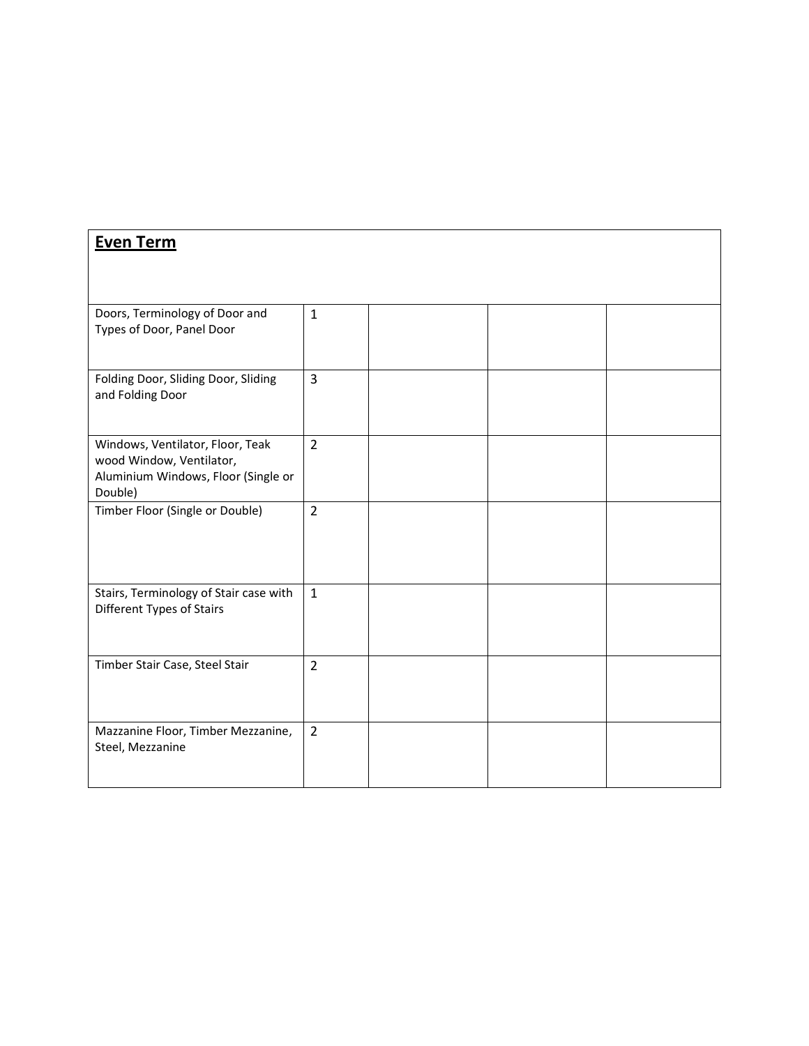| **Even Term** | | | | |
|---|---|---|---|---|
| Doors, Terminology of Door and Types of Door, Panel Door | 1 | | | |
| Folding Door, Sliding Door, Sliding and Folding Door | 3 | | | |
| Windows, Ventilator, Floor, Teak wood Window, Ventilator, Aluminium Windows, Floor (Single or Double) | 2 | | | |
| Timber Floor (Single or Double) | 2 | | | |
| Stairs, Terminology of Stair case with Different Types of Stairs | 1 | | | |
| Timber Stair Case, Steel Stair | 2 | | | |
| Mazzanine Floor, Timber Mezzanine, Steel, Mezzanine | 2 | | | |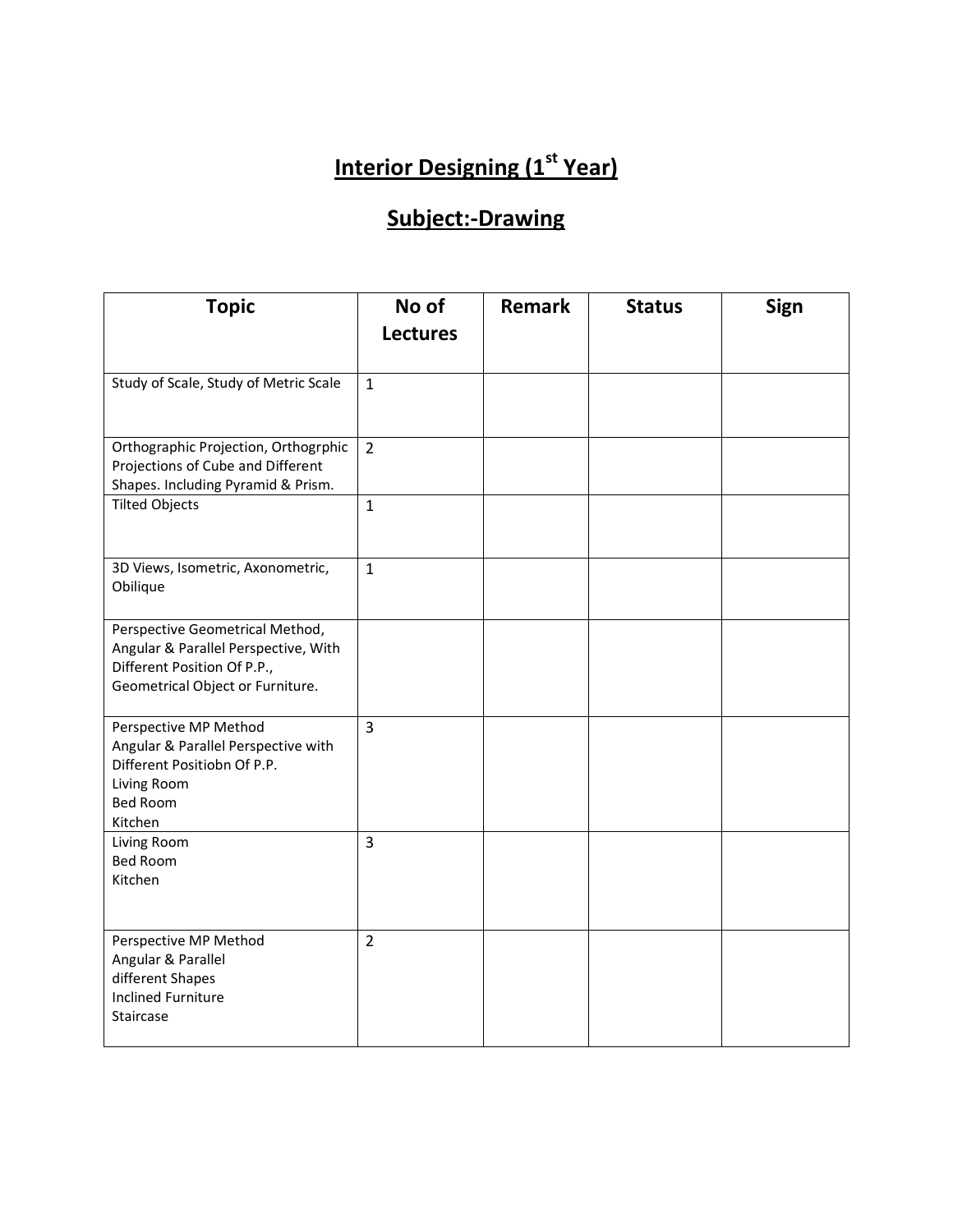# Interior Designing (1st Year)

## Subject:-Drawing

| Topic | No of Lectures | Remark | Status | Sign |
|---|---|---|---|---|
| Study of Scale, Study of Metric Scale | 1 | | | |
| Orthographic Projection, Orthogrphic Projections of Cube and Different Shapes. Including Pyramid & Prism. | 2 | | | |
| Tilted Objects | 1 | | | |
| 3D Views, Isometric, Axonometric, Obilique | 1 | | | |
| Perspective Geometrical Method, Angular & Parallel Perspective, With Different Position Of P.P., Geometrical Object or Furniture. | | | | |
| Perspective MP Method<br>Angular & Parallel Perspective with Different Positiobn Of P.P.<br>Living Room<br>Bed Room<br>Kitchen | 3 | | | |
| Living Room<br>Bed Room<br>Kitchen | 3 | | | |
| Perspective MP Method<br>Angular & Parallel<br>different Shapes<br>Inclined Furniture<br>Staircase | 2 | | | |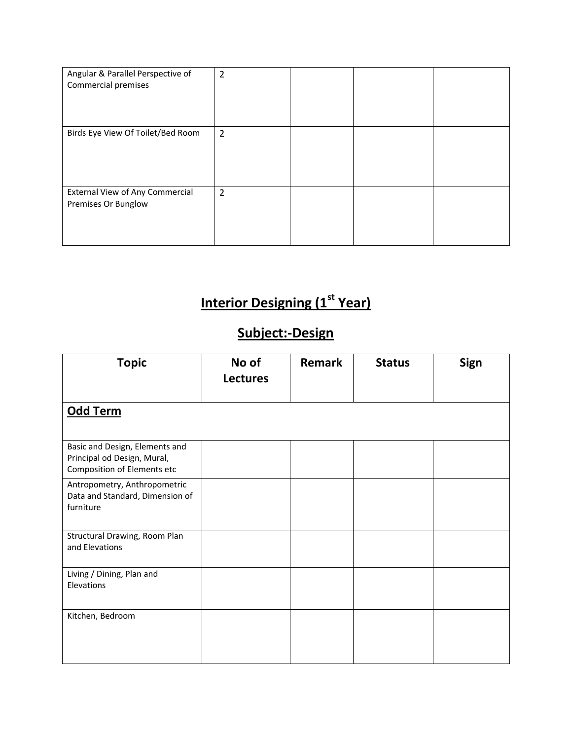| | | | | |
|---|---|---|---|---|
| Angular & Parallel Perspective of Commercial premises | 2 | | | |
| Birds Eye View Of Toilet/Bed Room | 2 | | | |
| External View of Any Commercial Premises Or Bunglow | 2 | | | |

## Interior Designing (1st Year)

## Subject:-Design

| Topic | No of Lectures | Remark | Status | Sign |
|---|---|---|---|---|
| **Odd Term** | | | | |
| Basic and Design, Elements and Principal od Design, Mural, Composition of Elements etc | | | | |
| Antropometry, Anthropometric Data and Standard, Dimension of furniture | | | | |
| Structural Drawing, Room Plan and Elevations | | | | |
| Living / Dining, Plan and Elevations | | | | |
| Kitchen, Bedroom | | | | |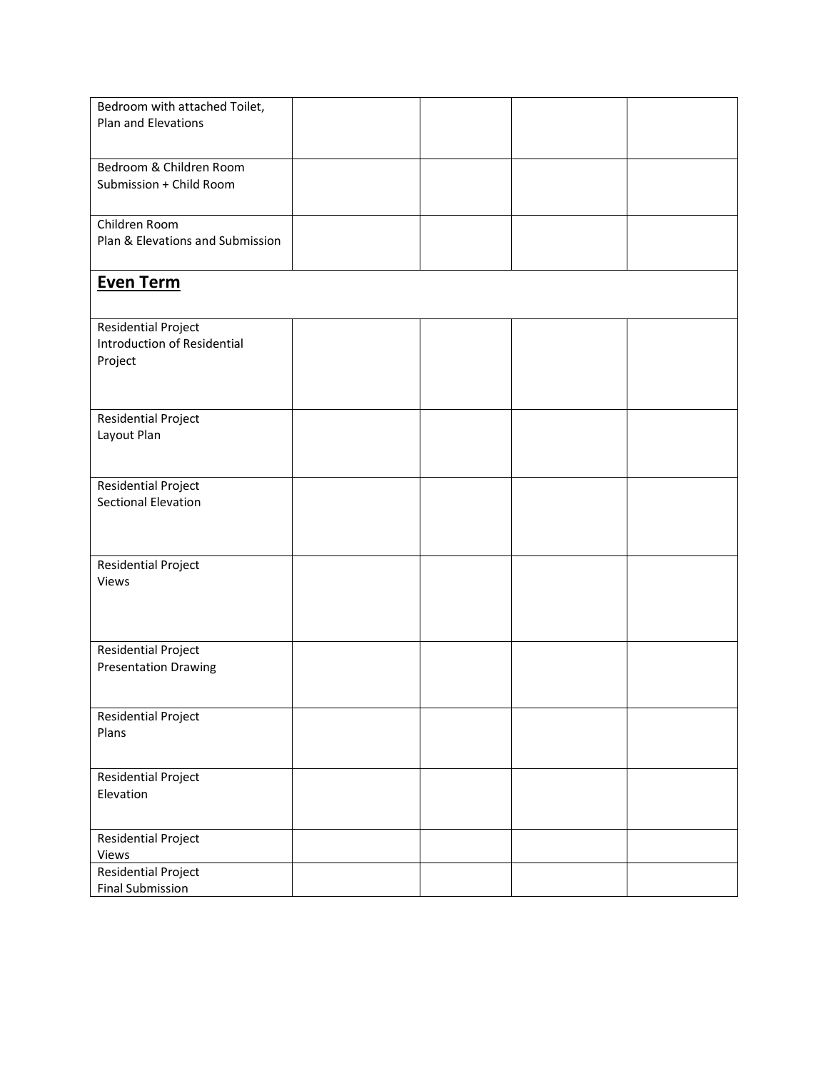| | | | | |
|---|---|---|---|---|
| Bedroom with attached Toilet, Plan and Elevations | | | | |
| Bedroom & Children Room Submission + Child Room | | | | |
| Children Room Plan & Elevations and Submission | | | | |
| **Even Term** | | | | |
| Residential Project Introduction of Residential Project | | | | |
| Residential Project Layout Plan | | | | |
| Residential Project Sectional Elevation | | | | |
| Residential Project Views | | | | |
| Residential Project Presentation Drawing | | | | |
| Residential Project Plans | | | | |
| Residential Project Elevation | | | | |
| Residential Project Views | | | | |
| Residential Project Final Submission | | | | |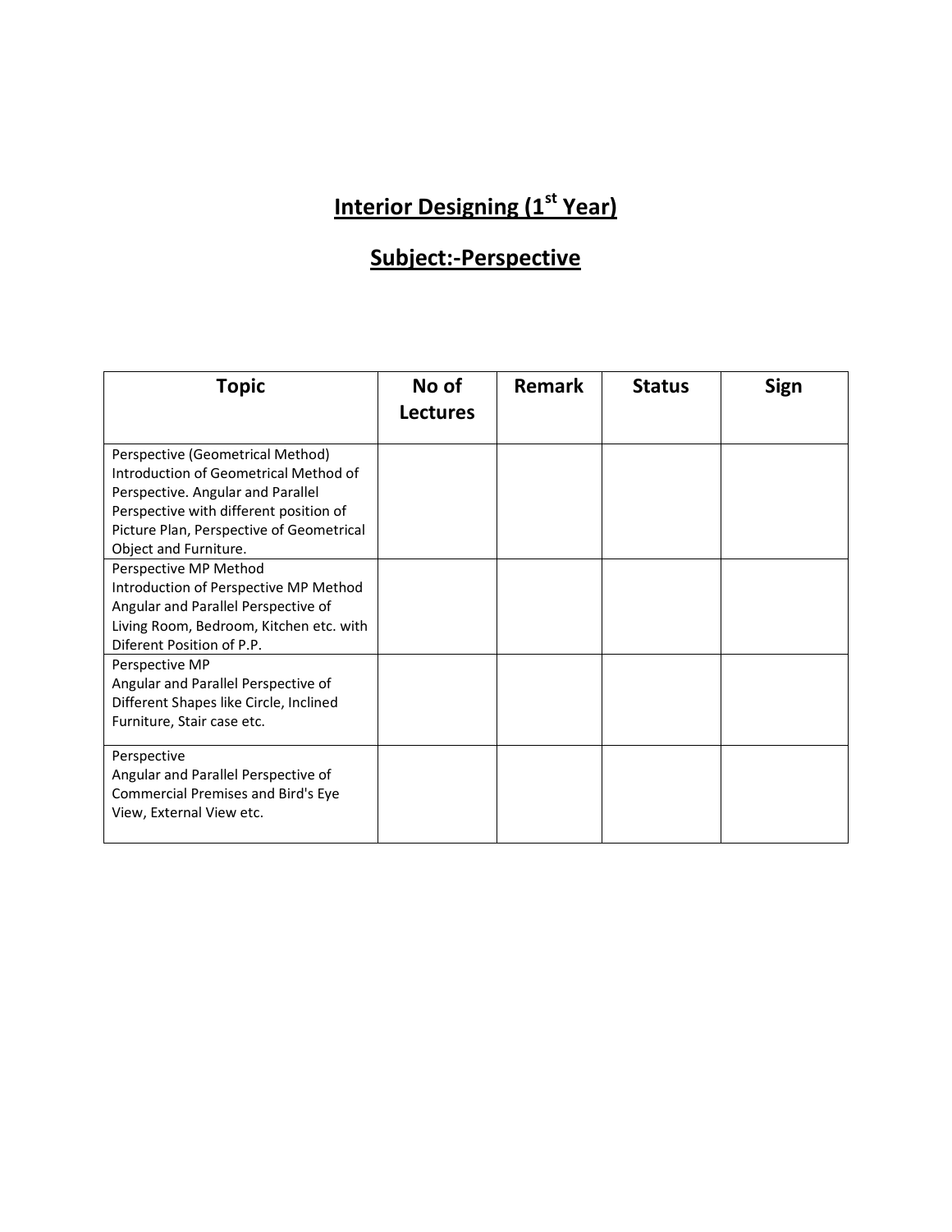# Interior Designing (1st Year)

## Subject:-Perspective

| Topic | No of Lectures | Remark | Status | Sign |
|---|---|---|---|---|
| Perspective (Geometrical Method) Introduction of Geometrical Method of Perspective. Angular and Parallel Perspective with different position of Picture Plan, Perspective of Geometrical Object and Furniture. | | | | |
| Perspective MP Method Introduction of Perspective MP Method Angular and Parallel Perspective of Living Room, Bedroom, Kitchen etc. with Diferent Position of P.P. | | | | |
| Perspective MP Angular and Parallel Perspective of Different Shapes like Circle, Inclined Furniture, Stair case etc. | | | | |
| Perspective Angular and Parallel Perspective of Commercial Premises and Bird's Eye View, External View etc. | | | | |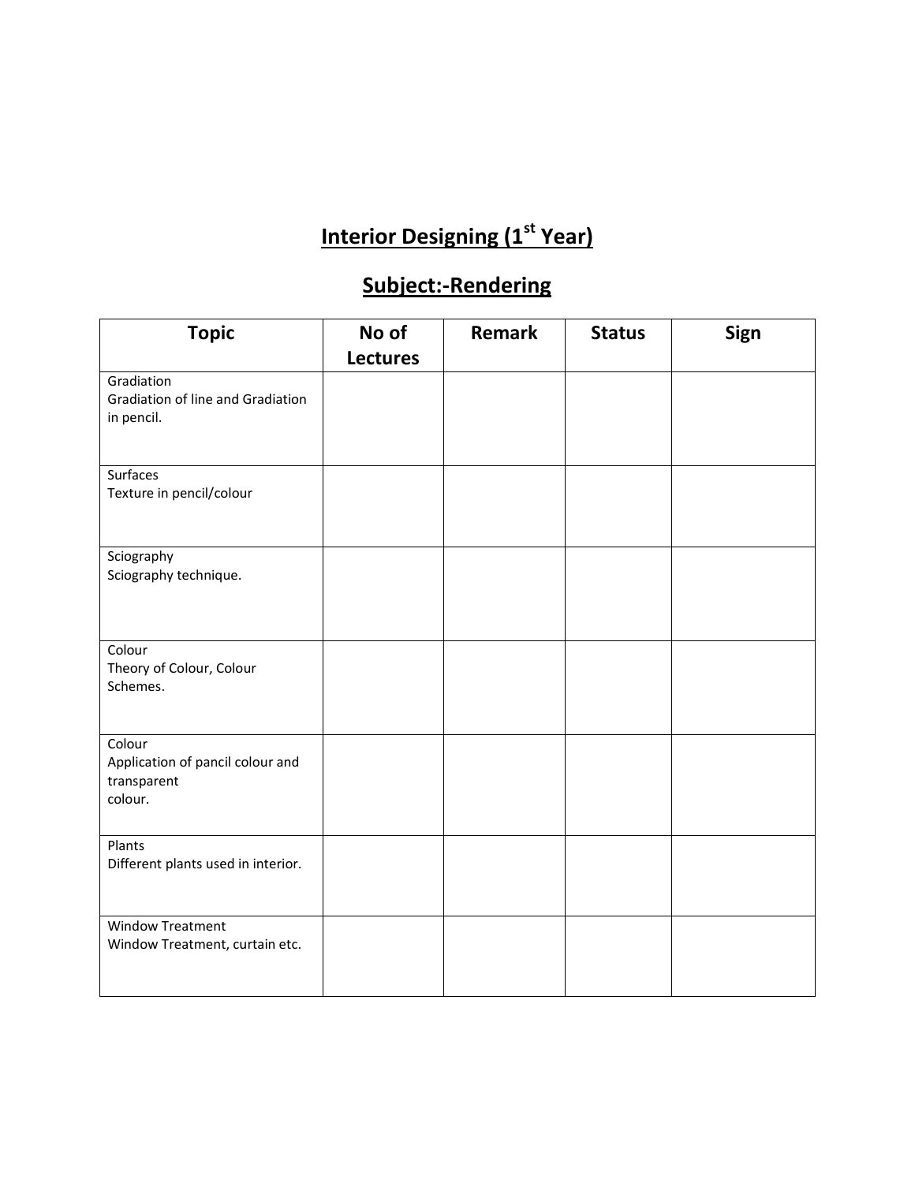# Interior Designing (1st Year)

## Subject:-Rendering

| Topic | No of Lectures | Remark | Status | Sign |
|---|---|---|---|---|
| Gradiation<br>Gradiation of line and Gradiation in pencil. | | | | |
| Surfaces<br>Texture in pencil/colour | | | | |
| Sciography<br>Sciography technique. | | | | |
| Colour<br>Theory of Colour, Colour Schemes. | | | | |
| Colour<br>Application of pancil colour and transparent<br>colour. | | | | |
| Plants<br>Different plants used in interior. | | | | |
| Window Treatment<br>Window Treatment, curtain etc. | | | | |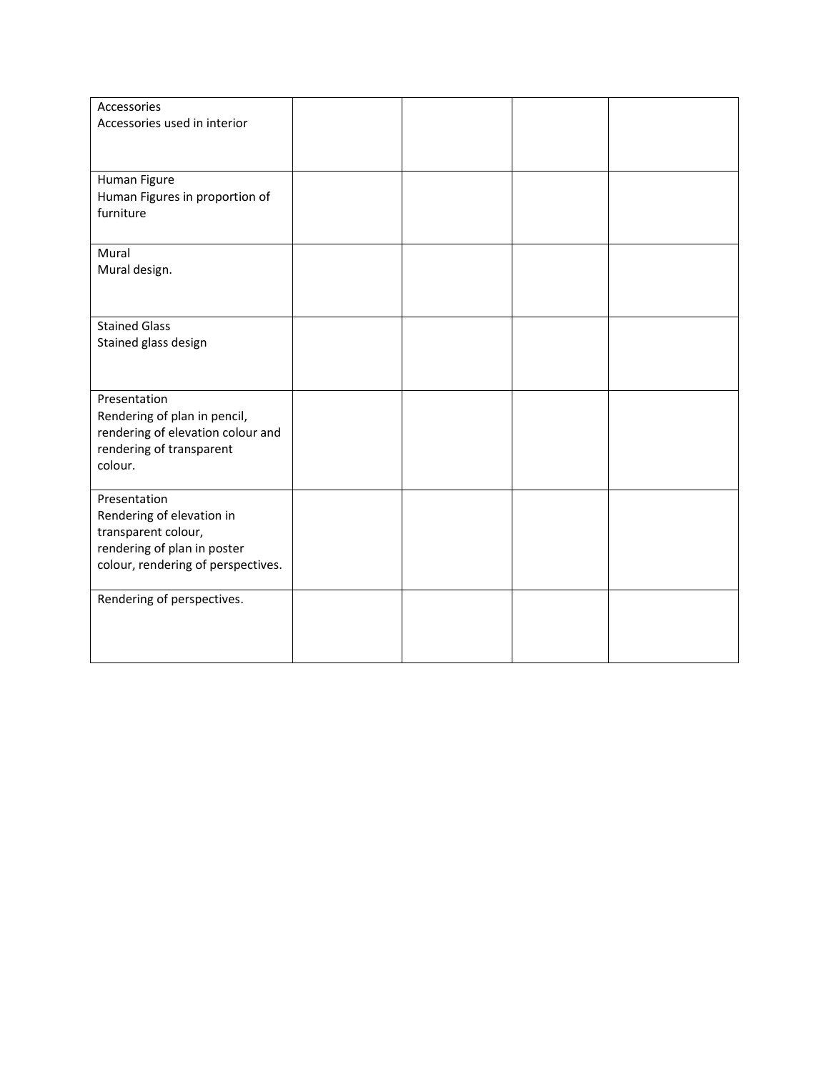| | | | | |
|---|---|---|---|---|
| Accessories<br>Accessories used in interior | | | | |
| Human Figure<br>Human Figures in proportion of furniture | | | | |
| Mural<br>Mural design. | | | | |
| Stained Glass<br>Stained glass design | | | | |
| Presentation<br>Rendering of plan in pencil, rendering of elevation colour and rendering of transparent colour. | | | | |
| Presentation<br>Rendering of elevation in transparent colour, rendering of plan in poster colour, rendering of perspectives. | | | | |
| Rendering of perspectives. | | | | |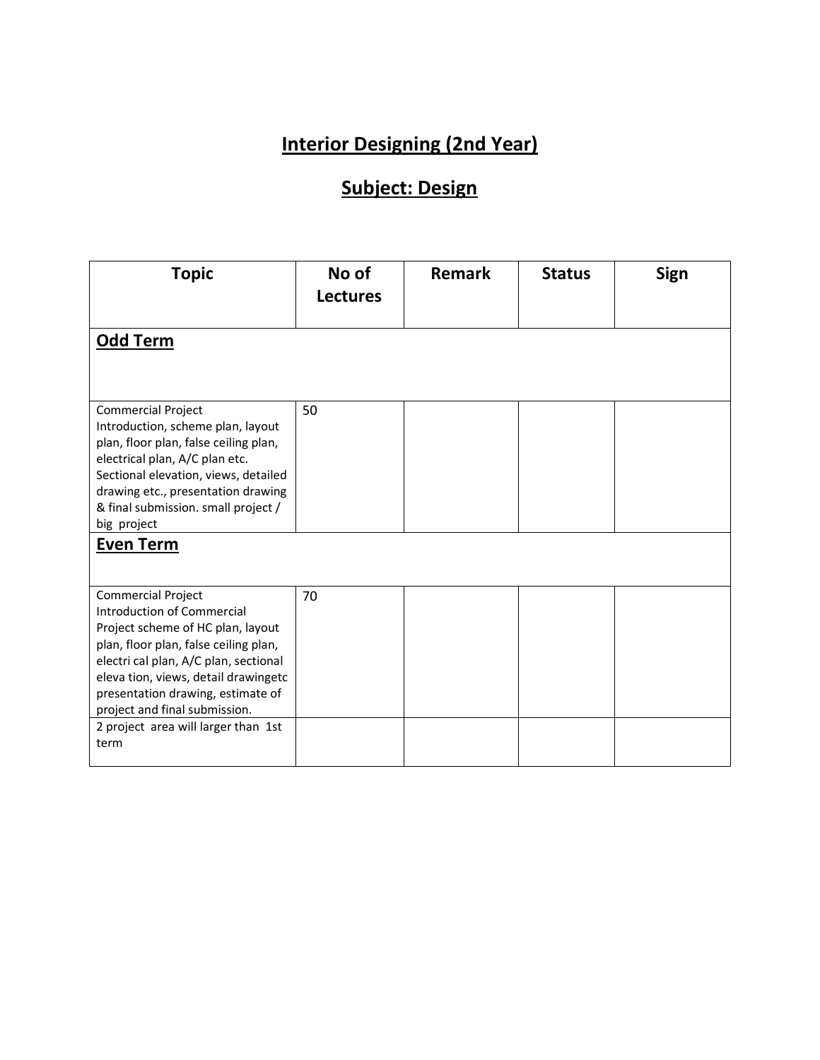# Interior Designing (2nd Year)

## Subject: Design

| Topic | No of Lectures | Remark | Status | Sign |
|---|---|---|---|---|
| **Odd Term** | | | | |
| Commercial Project Introduction, scheme plan, layout plan, floor plan, false ceiling plan, electrical plan, A/C plan etc. Sectional elevation, views, detailed drawing etc., presentation drawing & final submission. small project / big project | 50 | | | |
| **Even Term** | | | | |
| Commercial Project Introduction of Commercial Project scheme of HC plan, layout plan, floor plan, false ceiling plan, electri cal plan, A/C plan, sectional eleva tion, views, detail drawingetc presentation drawing, estimate of project and final submission. | 70 | | | |
| 2 project area will larger than 1st term | | | | |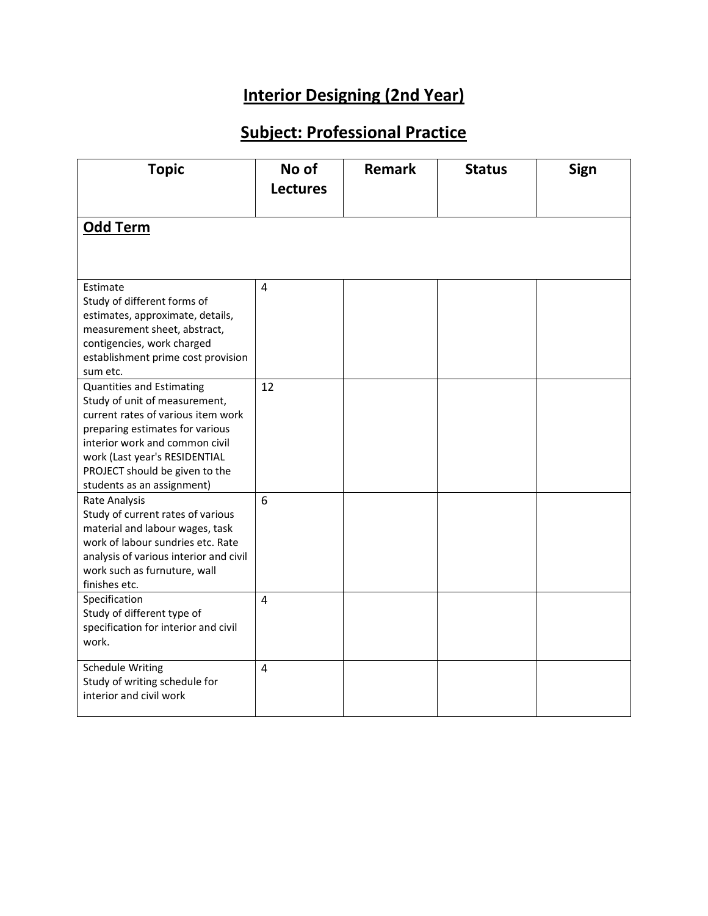# Interior Designing (2nd Year)

# Subject: Professional Practice

| Topic | No of Lectures | Remark | Status | Sign |
|---|---|---|---|---|
| **Odd Term** | | | | |
| Estimate<br>Study of different forms of estimates, approximate, details, measurement sheet, abstract, contigencies, work charged establishment prime cost provision sum etc. | 4 | | | |
| Quantities and Estimating<br>Study of unit of measurement, current rates of various item work preparing estimates for various interior work and common civil work (Last year's RESIDENTIAL PROJECT should be given to the students as an assignment) | 12 | | | |
| Rate Analysis<br>Study of current rates of various material and labour wages, task work of labour sundries etc. Rate analysis of various interior and civil work such as furnuture, wall finishes etc. | 6 | | | |
| Specification<br>Study of different type of specification for interior and civil work. | 4 | | | |
| Schedule Writing<br>Study of writing schedule for interior and civil work | 4 | | | |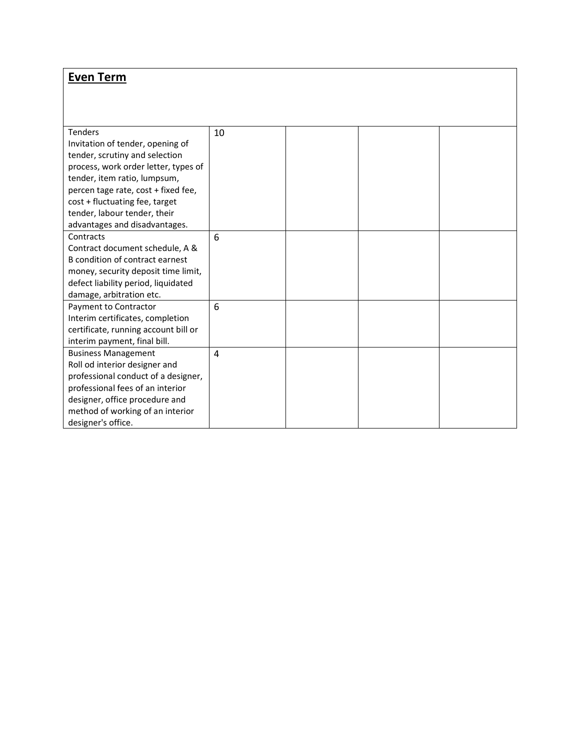| **Even Term** | | | | |
|---|---|---|---|---|
| Tenders<br>Invitation of tender, opening of tender, scrutiny and selection process, work order letter, types of tender, item ratio, lumpsum, percen tage rate, cost + fixed fee, cost + fluctuating fee, target tender, labour tender, their advantages and disadvantages. | 10 | | | |
| Contracts<br>Contract document schedule, A & B condition of contract earnest money, security deposit time limit, defect liability period, liquidated damage, arbitration etc. | 6 | | | |
| Payment to Contractor<br>Interim certificates, completion certificate, running account bill or interim payment, final bill. | 6 | | | |
| Business Management<br>Roll od interior designer and professional conduct of a designer, professional fees of an interior designer, office procedure and method of working of an interior designer's office. | 4 | | | |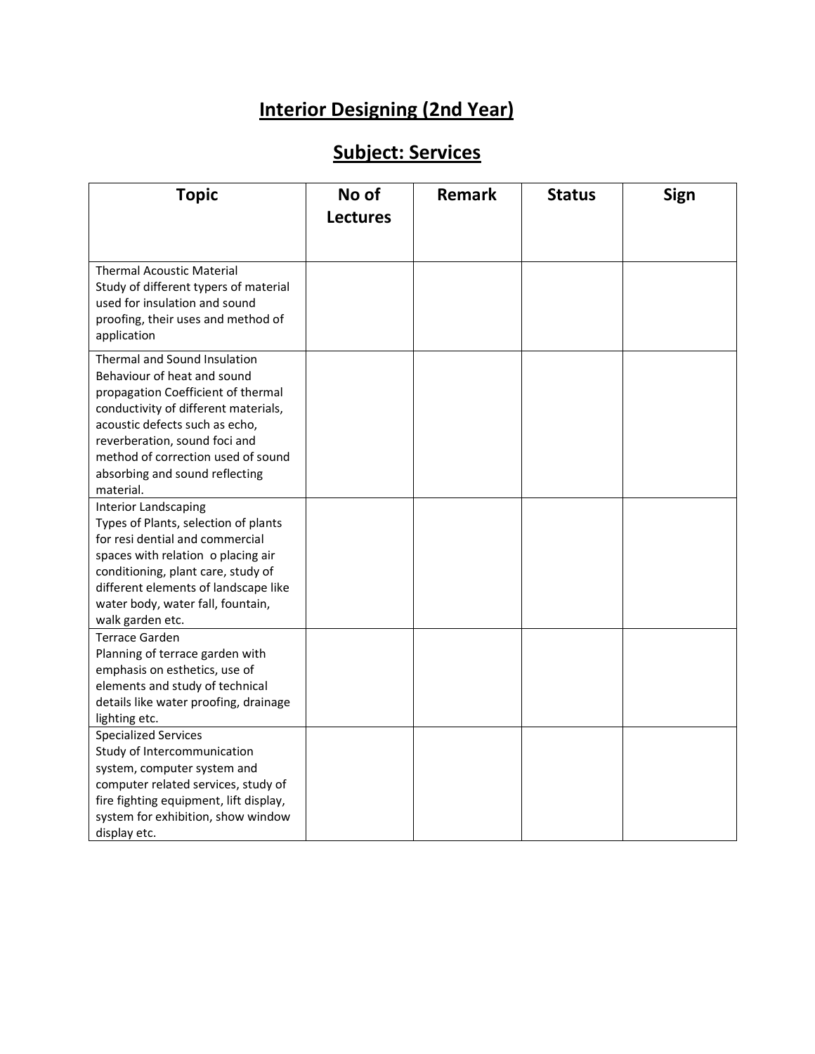# Interior Designing (2nd Year)

## Subject: Services

| Topic | No of Lectures | Remark | Status | Sign |
|---|---|---|---|---|
| Thermal Acoustic Material<br>Study of different typers of material used for insulation and sound proofing, their uses and method of application | | | | |
| Thermal and Sound Insulation<br>Behaviour of heat and sound propagation Coefficient of thermal conductivity of different materials, acoustic defects such as echo, reverberation, sound foci and method of correction used of sound absorbing and sound reflecting material. | | | | |
| Interior Landscaping<br>Types of Plants, selection of plants for resi dential and commercial spaces with relation o placing air conditioning, plant care, study of different elements of landscape like water body, water fall, fountain, walk garden etc. | | | | |
| Terrace Garden<br>Planning of terrace garden with emphasis on esthetics, use of elements and study of technical details like water proofing, drainage lighting etc. | | | | |
| Specialized Services<br>Study of Intercommunication system, computer system and computer related services, study of fire fighting equipment, lift display, system for exhibition, show window display etc. | | | | |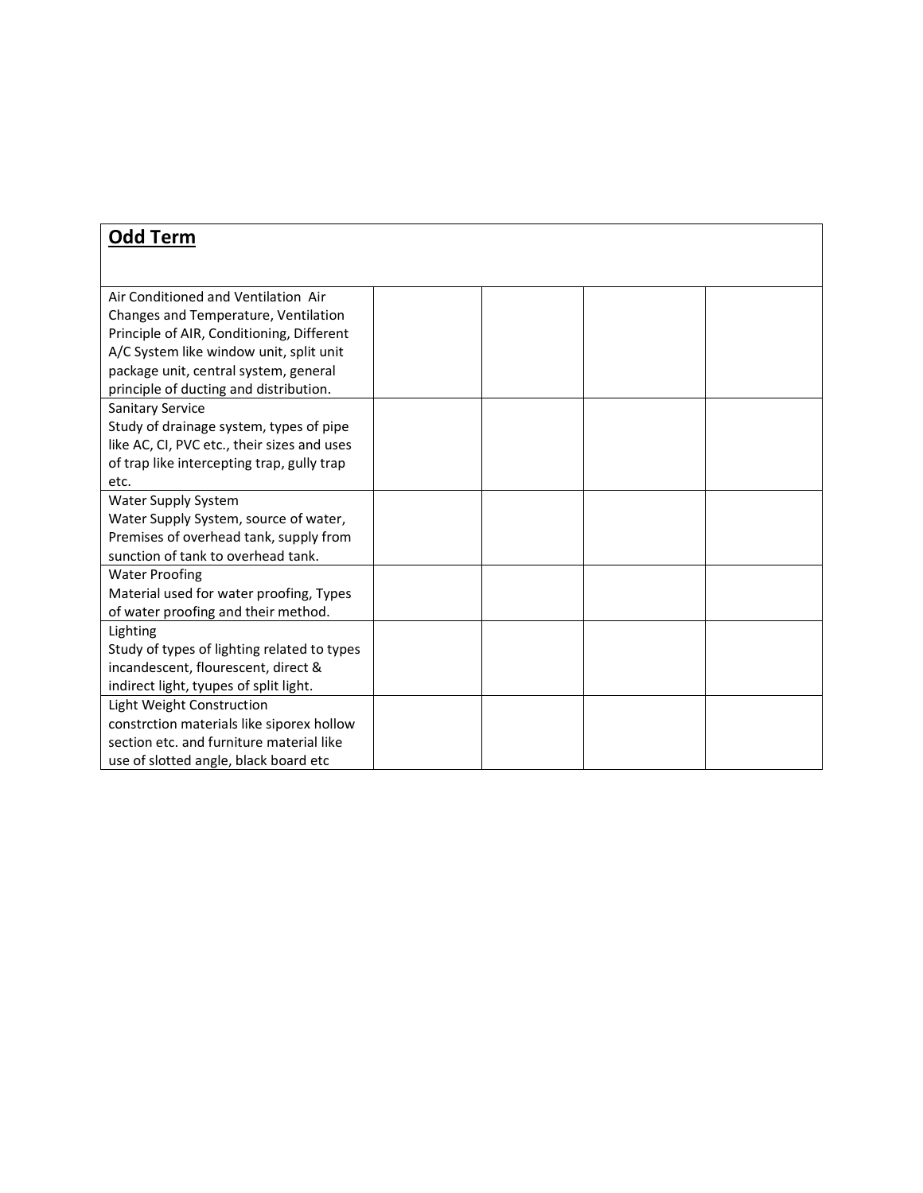| **Odd Term** | | | | |
|---|---|---|---|---|
| Air Conditioned and Ventilation Air Changes and Temperature, Ventilation Principle of AIR, Conditioning, Different A/C System like window unit, split unit package unit, central system, general principle of ducting and distribution. | | | | |
| Sanitary Service<br>Study of drainage system, types of pipe like AC, CI, PVC etc., their sizes and uses of trap like intercepting trap, gully trap etc. | | | | |
| Water Supply System<br>Water Supply System, source of water, Premises of overhead tank, supply from sunction of tank to overhead tank. | | | | |
| Water Proofing<br>Material used for water proofing, Types of water proofing and their method. | | | | |
| Lighting<br>Study of types of lighting related to types incandescent, flourescent, direct & indirect light, tyupes of split light. | | | | |
| Light Weight Construction<br>constrction materials like siporex hollow section etc. and furniture material like use of slotted angle, black board etc | | | | |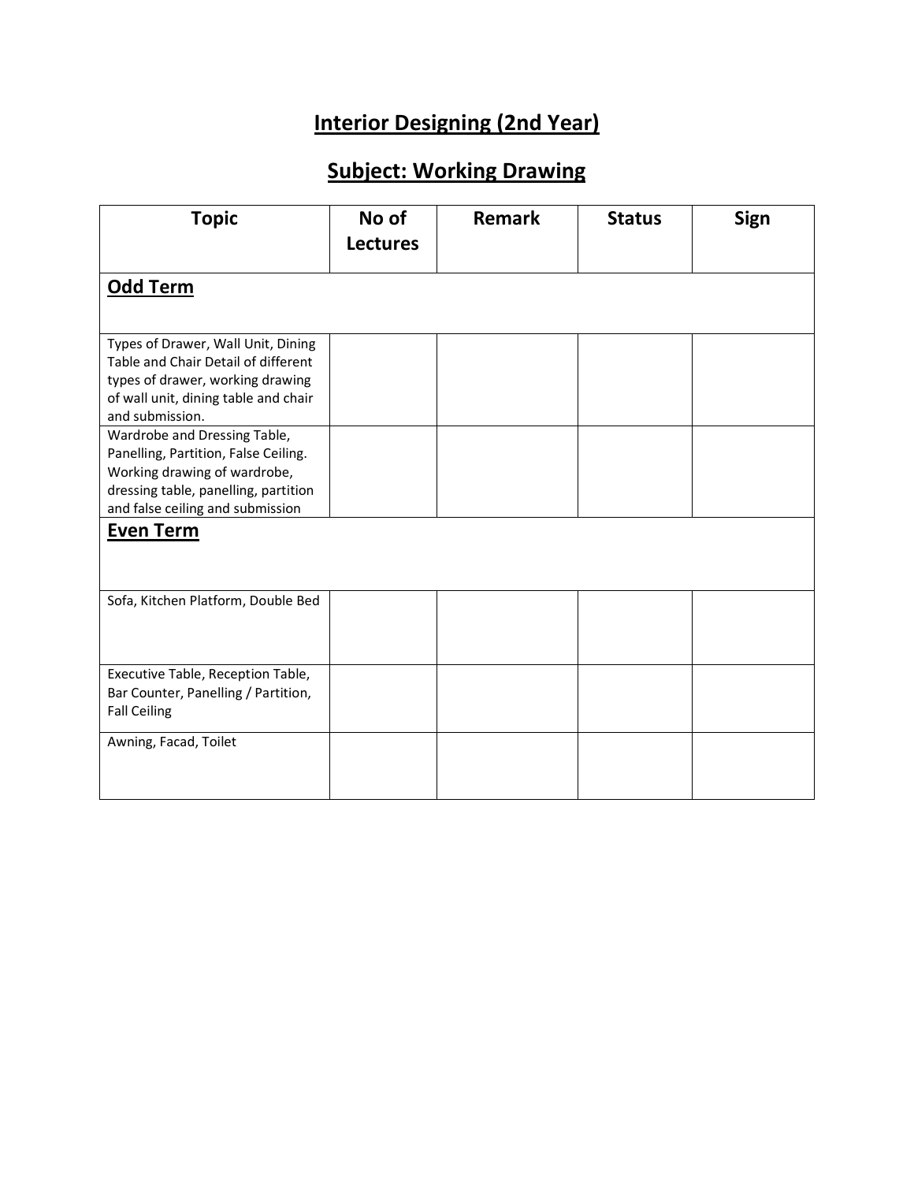# Interior Designing (2nd Year)

## Subject: Working Drawing

| Topic | No of Lectures | Remark | Status | Sign |
|---|---|---|---|---|
| **Odd Term** | | | | |
| Types of Drawer, Wall Unit, Dining Table and Chair Detail of different types of drawer, working drawing of wall unit, dining table and chair and submission. | | | | |
| Wardrobe and Dressing Table, Panelling, Partition, False Ceiling. Working drawing of wardrobe, dressing table, panelling, partition and false ceiling and submission | | | | |
| **Even Term** | | | | |
| Sofa, Kitchen Platform, Double Bed | | | | |
| Executive Table, Reception Table, Bar Counter, Panelling / Partition, Fall Ceiling | | | | |
| Awning, Facad, Toilet | | | | |